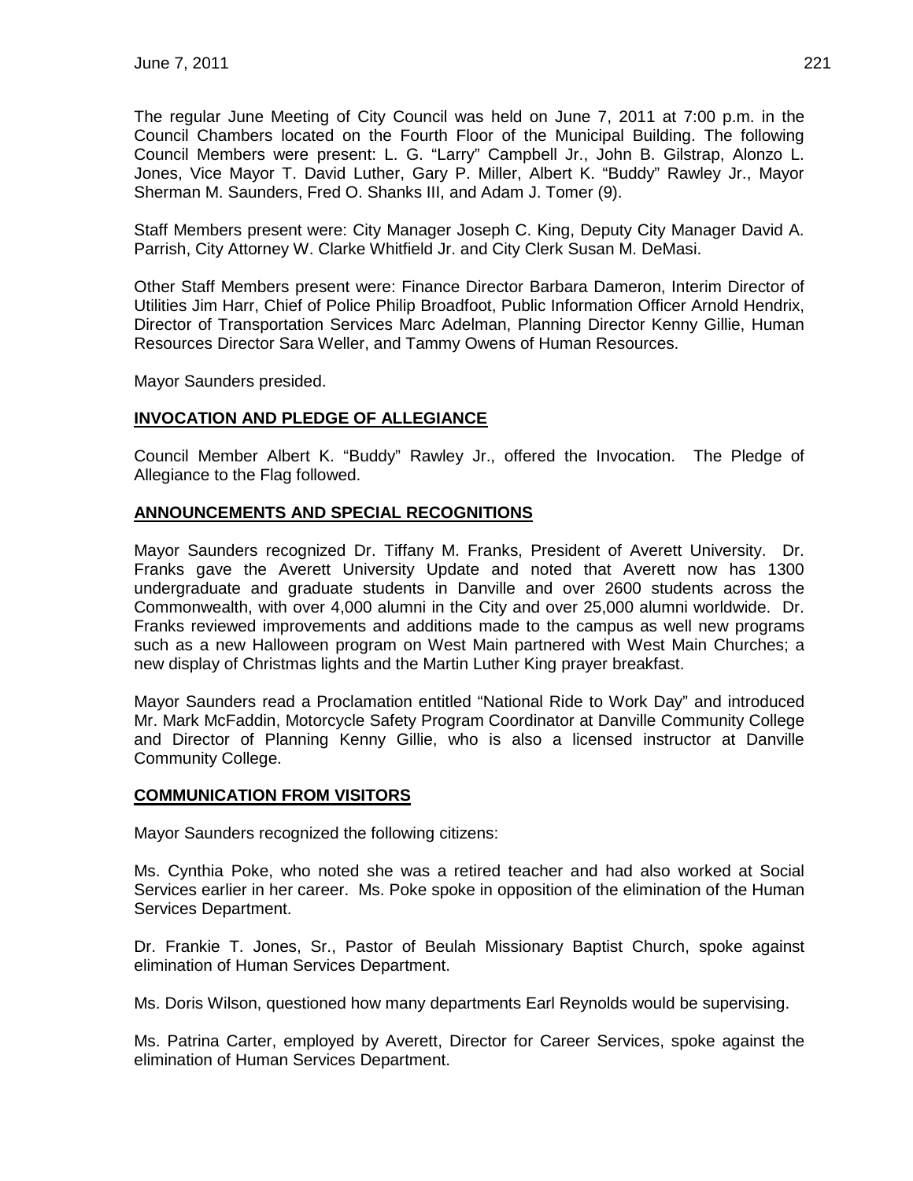The regular June Meeting of City Council was held on June 7, 2011 at 7:00 p.m. in the Council Chambers located on the Fourth Floor of the Municipal Building. The following Council Members were present: L. G. "Larry" Campbell Jr., John B. Gilstrap, Alonzo L. Jones, Vice Mayor T. David Luther, Gary P. Miller, Albert K. "Buddy" Rawley Jr., Mayor Sherman M. Saunders, Fred O. Shanks III, and Adam J. Tomer (9).

Staff Members present were: City Manager Joseph C. King, Deputy City Manager David A. Parrish, City Attorney W. Clarke Whitfield Jr. and City Clerk Susan M. DeMasi.

Other Staff Members present were: Finance Director Barbara Dameron, Interim Director of Utilities Jim Harr, Chief of Police Philip Broadfoot, Public Information Officer Arnold Hendrix, Director of Transportation Services Marc Adelman, Planning Director Kenny Gillie, Human Resources Director Sara Weller, and Tammy Owens of Human Resources.

Mayor Saunders presided.

## INVOCATION AND PLEDGE OF ALLEGIANCE

Council Member Albert K. "Buddy" Rawley Jr., offered the Invocation. The Pledge of Allegiance to the Flag followed.

## ANNOUNCEMENTS AND SPECIAL RECOGNITIONS

Mayor Saunders recognized Dr. Tiffany M. Franks, President of Averett University. Dr. Franks gave the Averett University Update and noted that Averett now has 1300 undergraduate and graduate students in Danville and over 2600 students across the Commonwealth, with over 4,000 alumni in the City and over 25,000 alumni worldwide. Dr. Franks reviewed improvements and additions made to the campus as well new programs such as a new Halloween program on West Main partnered with West Main Churches; a new display of Christmas lights and the Martin Luther King prayer breakfast.

Mayor Saunders read a Proclamation entitled "National Ride to Work Day" and introduced Mr. Mark McFaddin, Motorcycle Safety Program Coordinator at Danville Community College and Director of Planning Kenny Gillie, who is also a licensed instructor at Danville Community College.

## COMMUNICATION FROM VISITORS

Mayor Saunders recognized the following citizens:

Ms. Cynthia Poke, who noted she was a retired teacher and had also worked at Social Services earlier in her career. Ms. Poke spoke in opposition of the elimination of the Human Services Department.

Dr. Frankie T. Jones, Sr., Pastor of Beulah Missionary Baptist Church, spoke against elimination of Human Services Department.

Ms. Doris Wilson, questioned how many departments Earl Reynolds would be supervising.

Ms. Patrina Carter, employed by Averett, Director for Career Services, spoke against the elimination of Human Services Department.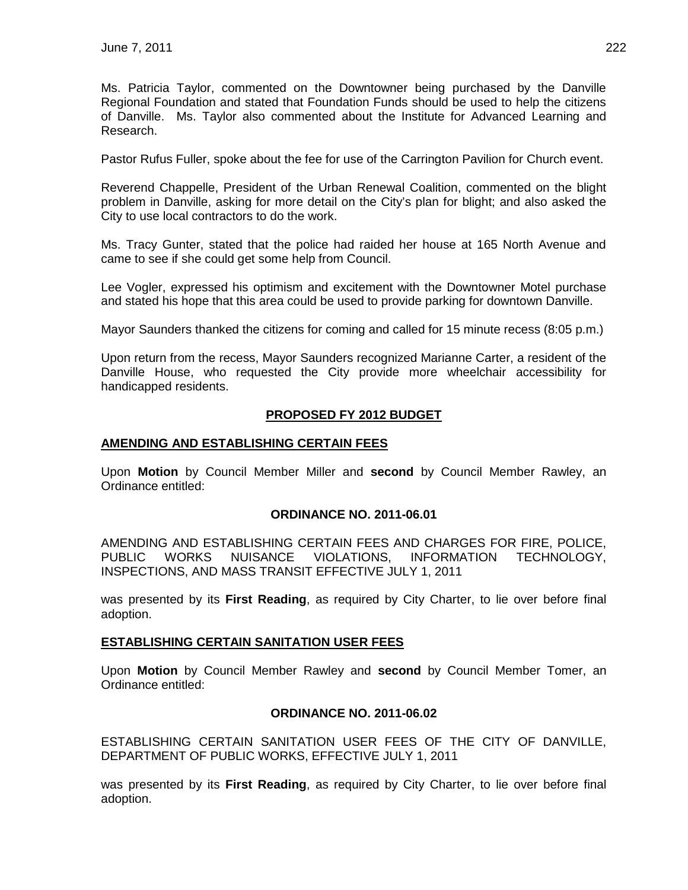Ms. Patricia Taylor, commented on the Downtowner being purchased by the Danville Regional Foundation and stated that Foundation Funds should be used to help the citizens of Danville. Ms. Taylor also commented about the Institute for Advanced Learning and Research.

Pastor Rufus Fuller, spoke about the fee for use of the Carrington Pavilion for Church event.

Reverend Chappelle, President of the Urban Renewal Coalition, commented on the blight problem in Danville, asking for more detail on the City's plan for blight; and also asked the City to use local contractors to do the work.

Ms. Tracy Gunter, stated that the police had raided her house at 165 North Avenue and came to see if she could get some help from Council.

Lee Vogler, expressed his optimism and excitement with the Downtowner Motel purchase and stated his hope that this area could be used to provide parking for downtown Danville.

Mayor Saunders thanked the citizens for coming and called for 15 minute recess (8:05 p.m.)

Upon return from the recess, Mayor Saunders recognized Marianne Carter, a resident of the Danville House, who requested the City provide more wheelchair accessibility for handicapped residents.

## PROPOSED FY 2012 BUDGET

### AMENDING AND ESTABLISHING CERTAIN FEES

Upon **Motion** by Council Member Miller and **second** by Council Member Rawley, an Ordinance entitled:

**ORDINANCE NO. 2011-06.01**

AMENDING AND ESTABLISHING CERTAIN FEES AND CHARGES FOR FIRE, POLICE, PUBLIC WORKS NUISANCE VIOLATIONS, INFORMATION TECHNOLOGY, INSPECTIONS, AND MASS TRANSIT EFFECTIVE JULY 1, 2011

was presented by its **First Reading**, as required by City Charter, to lie over before final adoption.

### ESTABLISHING CERTAIN SANITATION USER FEES

Upon **Motion** by Council Member Rawley and **second** by Council Member Tomer, an Ordinance entitled:

**ORDINANCE NO. 2011-06.02**

ESTABLISHING CERTAIN SANITATION USER FEES OF THE CITY OF DANVILLE, DEPARTMENT OF PUBLIC WORKS, EFFECTIVE JULY 1, 2011

was presented by its **First Reading**, as required by City Charter, to lie over before final adoption.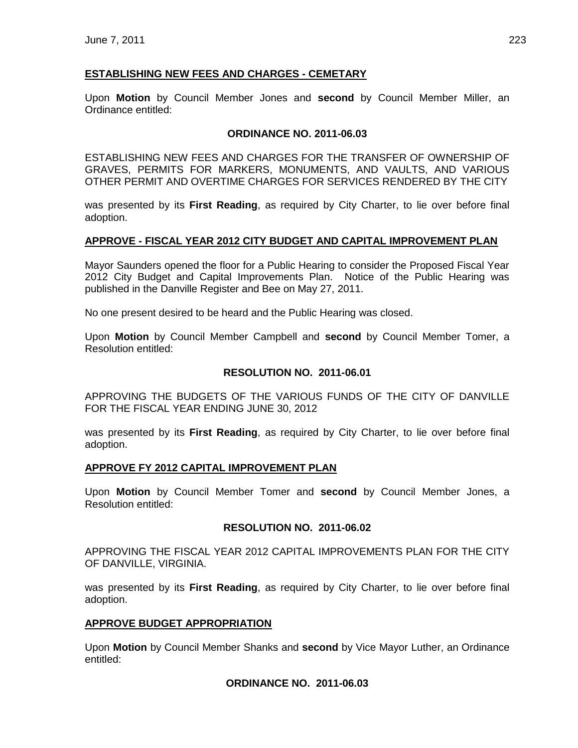## ESTABLISHING NEW FEES AND CHARGES - CEMETARY

Upon **Motion** by Council Member Jones and **second** by Council Member Miller, an Ordinance entitled:

**ORDINANCE NO. 2011-06.03**

ESTABLISHING NEW FEES AND CHARGES FOR THE TRANSFER OF OWNERSHIP OF GRAVES, PERMITS FOR MARKERS, MONUMENTS, AND VAULTS, AND VARIOUS OTHER PERMIT AND OVERTIME CHARGES FOR SERVICES RENDERED BY THE CITY

was presented by its **First Reading**, as required by City Charter, to lie over before final adoption.

## APPROVE - FISCAL YEAR 2012 CITY BUDGET AND CAPITAL IMPROVEMENT PLAN

Mayor Saunders opened the floor for a Public Hearing to consider the Proposed Fiscal Year 2012 City Budget and Capital Improvements Plan. Notice of the Public Hearing was published in the Danville Register and Bee on May 27, 2011.

No one present desired to be heard and the Public Hearing was closed.

Upon **Motion** by Council Member Campbell and **second** by Council Member Tomer, a Resolution entitled:

**RESOLUTION NO. 2011-06.01**

APPROVING THE BUDGETS OF THE VARIOUS FUNDS OF THE CITY OF DANVILLE FOR THE FISCAL YEAR ENDING JUNE 30, 2012

was presented by its **First Reading**, as required by City Charter, to lie over before final adoption.

## APPROVE FY 2012 CAPITAL IMPROVEMENT PLAN

Upon **Motion** by Council Member Tomer and **second** by Council Member Jones, a Resolution entitled:

**RESOLUTION NO. 2011-06.02**

APPROVING THE FISCAL YEAR 2012 CAPITAL IMPROVEMENTS PLAN FOR THE CITY OF DANVILLE, VIRGINIA.

was presented by its **First Reading**, as required by City Charter, to lie over before final adoption.

## APPROVE BUDGET APPROPRIATION

Upon **Motion** by Council Member Shanks and **second** by Vice Mayor Luther, an Ordinance entitled:

**ORDINANCE NO. 2011-06.03**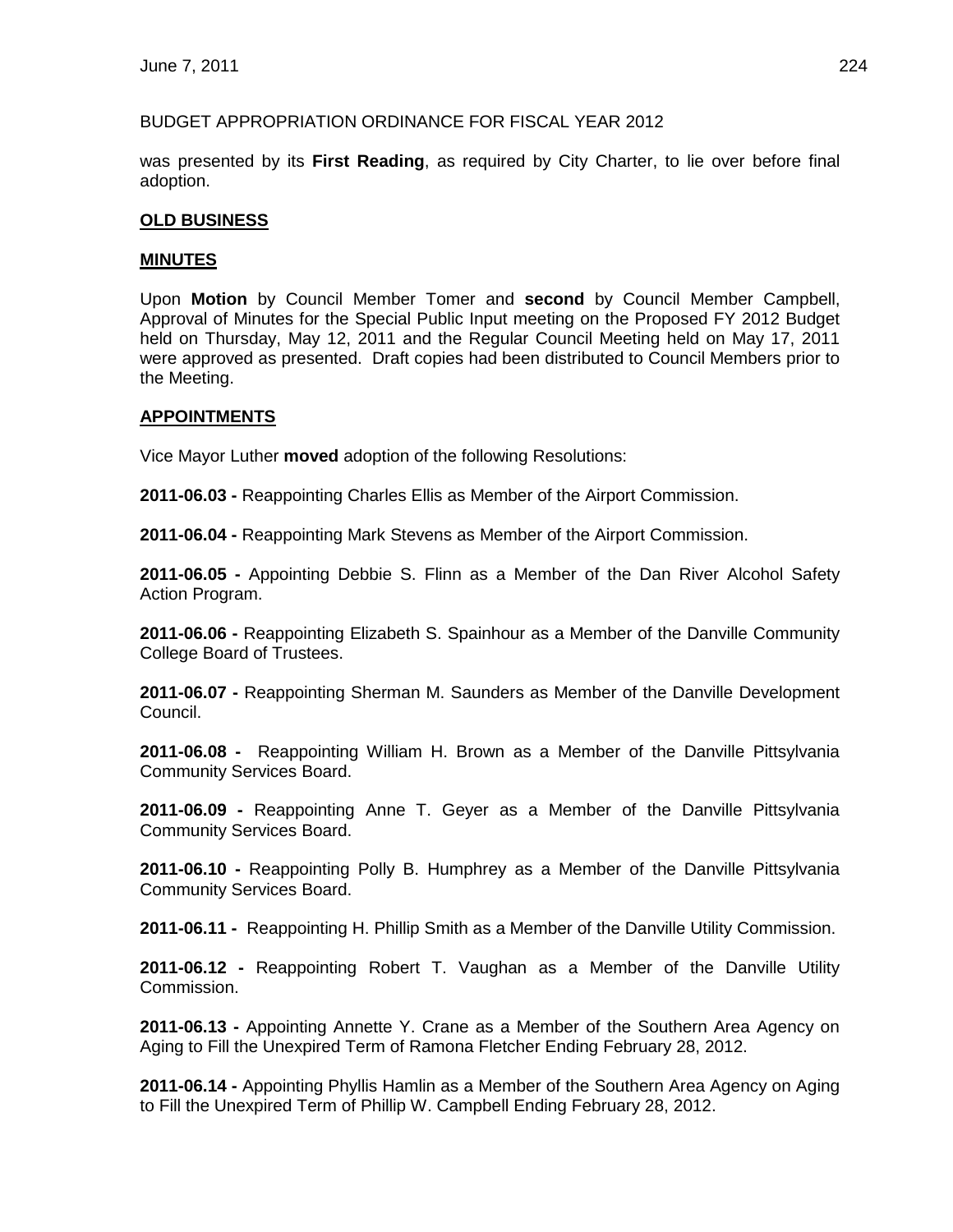BUDGET APPROPRIATION ORDINANCE FOR FISCAL YEAR 2012

was presented by its **First Reading**, as required by City Charter, to lie over before final adoption.

## OLD BUSINESS

## MINUTES

Upon **Motion** by Council Member Tomer and **second** by Council Member Campbell, Approval of Minutes for the Special Public Input meeting on the Proposed FY 2012 Budget held on Thursday, May 12, 2011 and the Regular Council Meeting held on May 17, 2011 were approved as presented. Draft copies had been distributed to Council Members prior to the Meeting.

## APPOINTMENTS

Vice Mayor Luther **moved** adoption of the following Resolutions:

**2011-06.03 -** Reappointing Charles Ellis as Member of the Airport Commission.

**2011-06.04 -** Reappointing Mark Stevens as Member of the Airport Commission.

**2011-06.05 -** Appointing Debbie S. Flinn as a Member of the Dan River Alcohol Safety Action Program.

**2011-06.06 -** Reappointing Elizabeth S. Spainhour as a Member of the Danville Community College Board of Trustees.

**2011-06.07 -** Reappointing Sherman M. Saunders as Member of the Danville Development Council.

**2011-06.08 -** Reappointing William H. Brown as a Member of the Danville Pittsylvania Community Services Board.

**2011-06.09 -** Reappointing Anne T. Geyer as a Member of the Danville Pittsylvania Community Services Board.

**2011-06.10 -** Reappointing Polly B. Humphrey as a Member of the Danville Pittsylvania Community Services Board.

**2011-06.11 -** Reappointing H. Phillip Smith as a Member of the Danville Utility Commission.

**2011-06.12 -** Reappointing Robert T. Vaughan as a Member of the Danville Utility Commission.

**2011-06.13 -** Appointing Annette Y. Crane as a Member of the Southern Area Agency on Aging to Fill the Unexpired Term of Ramona Fletcher Ending February 28, 2012.

**2011-06.14 -** Appointing Phyllis Hamlin as a Member of the Southern Area Agency on Aging to Fill the Unexpired Term of Phillip W. Campbell Ending February 28, 2012.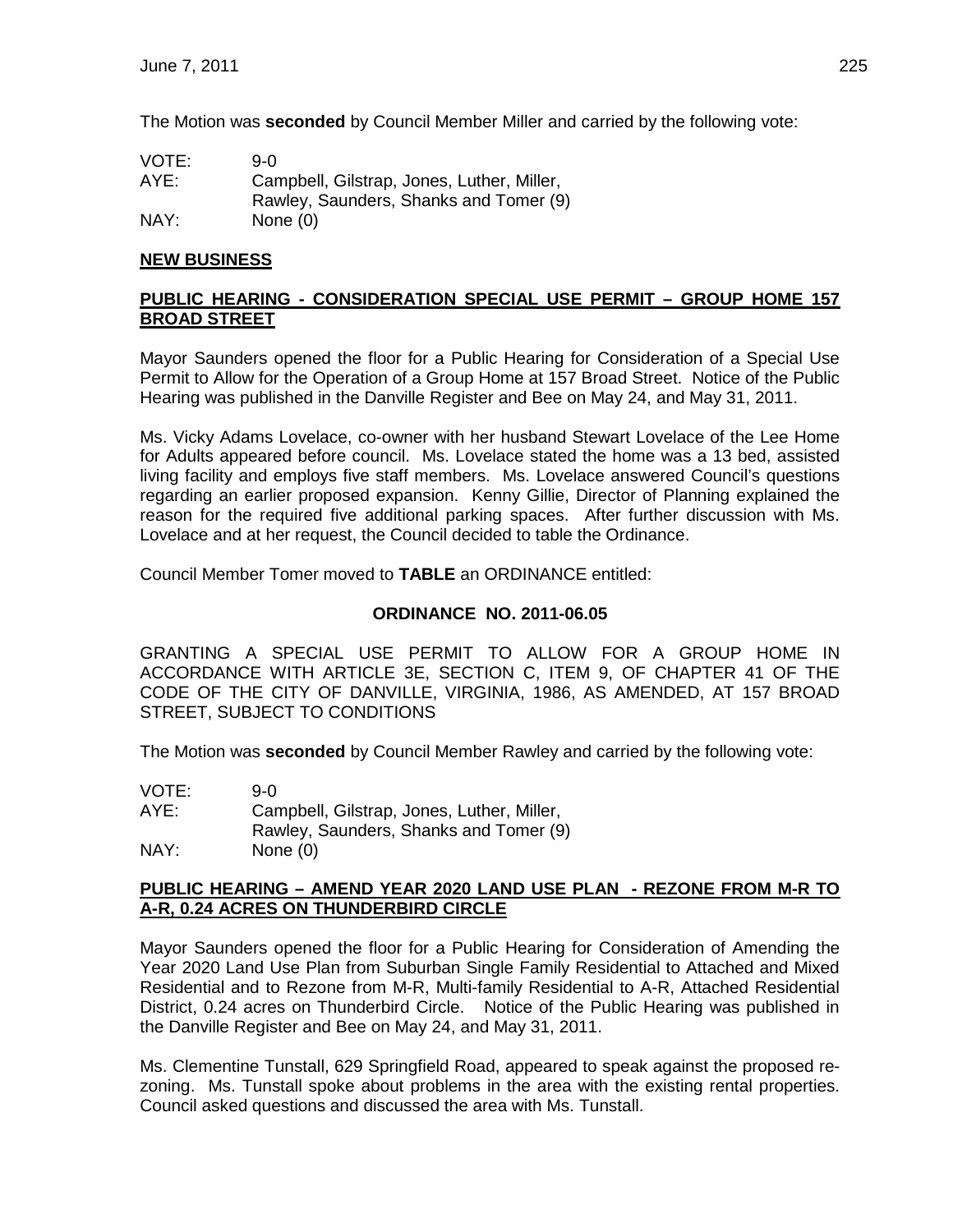The Motion was **seconded** by Council Member Miller and carried by the following vote:

VOTE: 9-0
AYE: Campbell, Gilstrap, Jones, Luther, Miller, Rawley, Saunders, Shanks and Tomer (9)
NAY: None (0)

## NEW BUSINESS

### PUBLIC HEARING - CONSIDERATION SPECIAL USE PERMIT – GROUP HOME 157 BROAD STREET

Mayor Saunders opened the floor for a Public Hearing for Consideration of a Special Use Permit to Allow for the Operation of a Group Home at 157 Broad Street. Notice of the Public Hearing was published in the Danville Register and Bee on May 24, and May 31, 2011.

Ms. Vicky Adams Lovelace, co-owner with her husband Stewart Lovelace of the Lee Home for Adults appeared before council. Ms. Lovelace stated the home was a 13 bed, assisted living facility and employs five staff members. Ms. Lovelace answered Council's questions regarding an earlier proposed expansion. Kenny Gillie, Director of Planning explained the reason for the required five additional parking spaces. After further discussion with Ms. Lovelace and at her request, the Council decided to table the Ordinance.

Council Member Tomer moved to **TABLE** an ORDINANCE entitled:

**ORDINANCE NO. 2011-06.05**

GRANTING A SPECIAL USE PERMIT TO ALLOW FOR A GROUP HOME IN ACCORDANCE WITH ARTICLE 3E, SECTION C, ITEM 9, OF CHAPTER 41 OF THE CODE OF THE CITY OF DANVILLE, VIRGINIA, 1986, AS AMENDED, AT 157 BROAD STREET, SUBJECT TO CONDITIONS

The Motion was **seconded** by Council Member Rawley and carried by the following vote:

VOTE: 9-0
AYE: Campbell, Gilstrap, Jones, Luther, Miller, Rawley, Saunders, Shanks and Tomer (9)
NAY: None (0)

### PUBLIC HEARING – AMEND YEAR 2020 LAND USE PLAN - REZONE FROM M-R TO A-R, 0.24 ACRES ON THUNDERBIRD CIRCLE

Mayor Saunders opened the floor for a Public Hearing for Consideration of Amending the Year 2020 Land Use Plan from Suburban Single Family Residential to Attached and Mixed Residential and to Rezone from M-R, Multi-family Residential to A-R, Attached Residential District, 0.24 acres on Thunderbird Circle. Notice of the Public Hearing was published in the Danville Register and Bee on May 24, and May 31, 2011.

Ms. Clementine Tunstall, 629 Springfield Road, appeared to speak against the proposed re-zoning. Ms. Tunstall spoke about problems in the area with the existing rental properties. Council asked questions and discussed the area with Ms. Tunstall.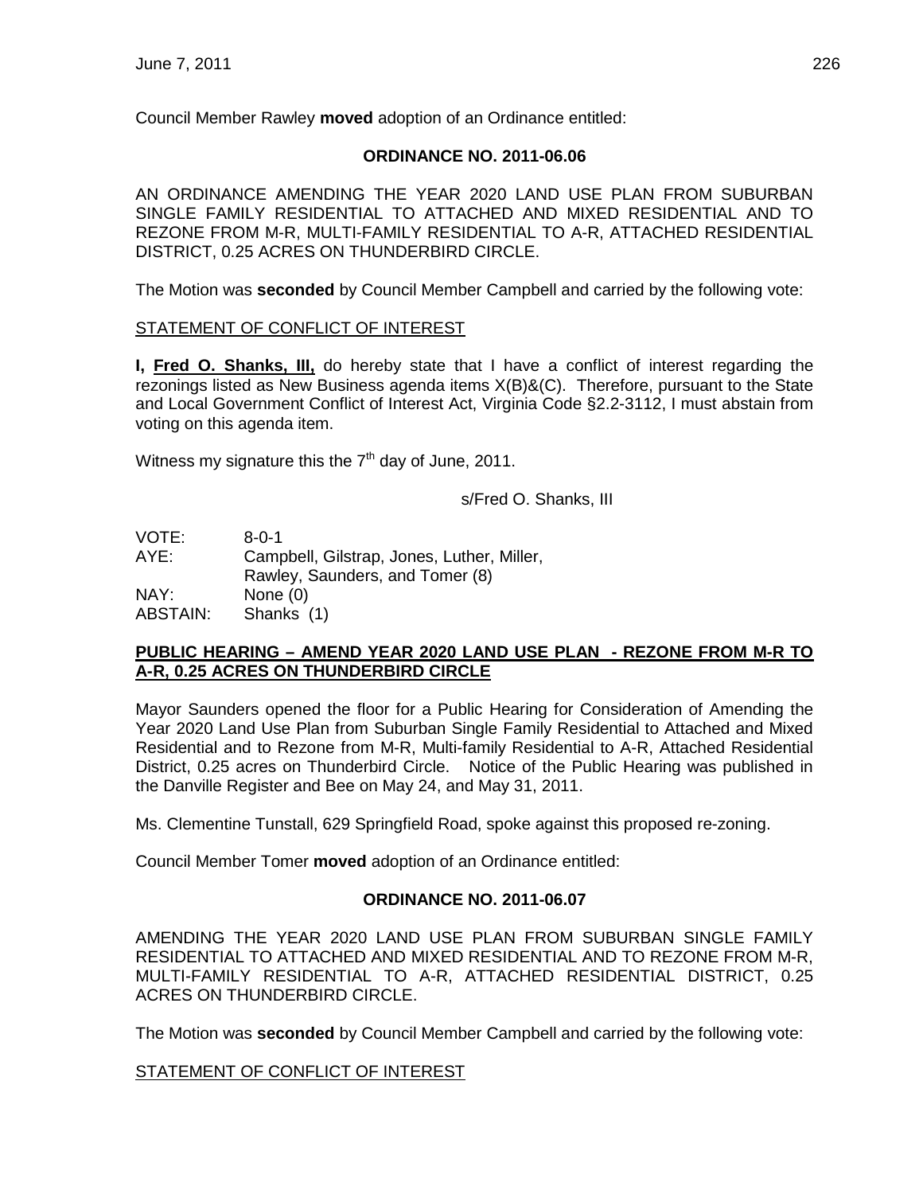Council Member Rawley **moved** adoption of an Ordinance entitled:

**ORDINANCE NO. 2011-06.06**

AN ORDINANCE AMENDING THE YEAR 2020 LAND USE PLAN FROM SUBURBAN SINGLE FAMILY RESIDENTIAL TO ATTACHED AND MIXED RESIDENTIAL AND TO REZONE FROM M-R, MULTI-FAMILY RESIDENTIAL TO A-R, ATTACHED RESIDENTIAL DISTRICT, 0.25 ACRES ON THUNDERBIRD CIRCLE.

The Motion was **seconded** by Council Member Campbell and carried by the following vote:

STATEMENT OF CONFLICT OF INTEREST

**I, Fred O. Shanks, III,** do hereby state that I have a conflict of interest regarding the rezonings listed as New Business agenda items X(B)&(C). Therefore, pursuant to the State and Local Government Conflict of Interest Act, Virginia Code §2.2-3112, I must abstain from voting on this agenda item.

Witness my signature this the 7th day of June, 2011.

s/Fred O. Shanks, III

VOTE: 8-0-1
AYE: Campbell, Gilstrap, Jones, Luther, Miller, Rawley, Saunders, and Tomer (8)
NAY: None (0)
ABSTAIN: Shanks (1)

**PUBLIC HEARING – AMEND YEAR 2020 LAND USE PLAN - REZONE FROM M-R TO A-R, 0.25 ACRES ON THUNDERBIRD CIRCLE**

Mayor Saunders opened the floor for a Public Hearing for Consideration of Amending the Year 2020 Land Use Plan from Suburban Single Family Residential to Attached and Mixed Residential and to Rezone from M-R, Multi-family Residential to A-R, Attached Residential District, 0.25 acres on Thunderbird Circle. Notice of the Public Hearing was published in the Danville Register and Bee on May 24, and May 31, 2011.

Ms. Clementine Tunstall, 629 Springfield Road, spoke against this proposed re-zoning.

Council Member Tomer **moved** adoption of an Ordinance entitled:

**ORDINANCE NO. 2011-06.07**

AMENDING THE YEAR 2020 LAND USE PLAN FROM SUBURBAN SINGLE FAMILY RESIDENTIAL TO ATTACHED AND MIXED RESIDENTIAL AND TO REZONE FROM M-R, MULTI-FAMILY RESIDENTIAL TO A-R, ATTACHED RESIDENTIAL DISTRICT, 0.25 ACRES ON THUNDERBIRD CIRCLE.

The Motion was **seconded** by Council Member Campbell and carried by the following vote:

STATEMENT OF CONFLICT OF INTEREST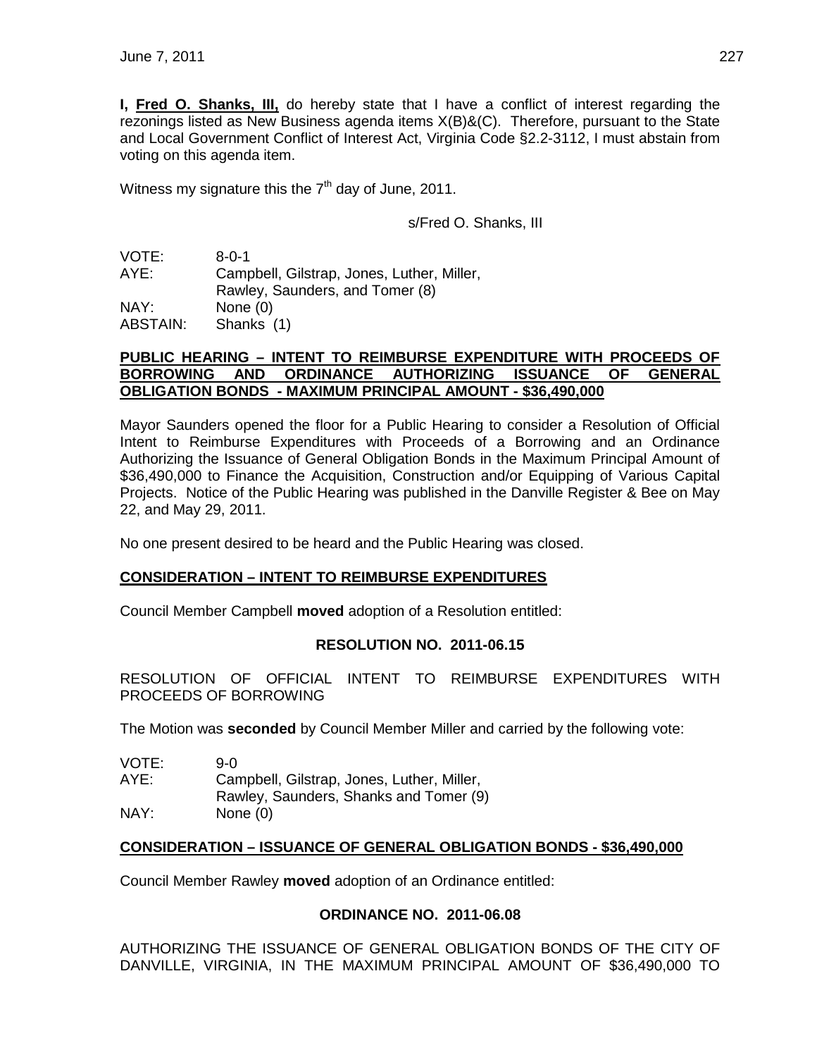**I, Fred O. Shanks, III,** do hereby state that I have a conflict of interest regarding the rezonings listed as New Business agenda items X(B)&(C). Therefore, pursuant to the State and Local Government Conflict of Interest Act, Virginia Code §2.2-3112, I must abstain from voting on this agenda item.

Witness my signature this the 7th day of June, 2011.

s/Fred O. Shanks, III

VOTE: 8-0-1
AYE: Campbell, Gilstrap, Jones, Luther, Miller, Rawley, Saunders, and Tomer (8)
NAY: None (0)
ABSTAIN: Shanks (1)

**PUBLIC HEARING – INTENT TO REIMBURSE EXPENDITURE WITH PROCEEDS OF BORROWING AND ORDINANCE AUTHORIZING ISSUANCE OF GENERAL OBLIGATION BONDS - MAXIMUM PRINCIPAL AMOUNT - $36,490,000**

Mayor Saunders opened the floor for a Public Hearing to consider a Resolution of Official Intent to Reimburse Expenditures with Proceeds of a Borrowing and an Ordinance Authorizing the Issuance of General Obligation Bonds in the Maximum Principal Amount of $36,490,000 to Finance the Acquisition, Construction and/or Equipping of Various Capital Projects. Notice of the Public Hearing was published in the Danville Register & Bee on May 22, and May 29, 2011.

No one present desired to be heard and the Public Hearing was closed.

**CONSIDERATION – INTENT TO REIMBURSE EXPENDITURES**

Council Member Campbell **moved** adoption of a Resolution entitled:

**RESOLUTION NO. 2011-06.15**

RESOLUTION OF OFFICIAL INTENT TO REIMBURSE EXPENDITURES WITH PROCEEDS OF BORROWING

The Motion was **seconded** by Council Member Miller and carried by the following vote:

VOTE: 9-0
AYE: Campbell, Gilstrap, Jones, Luther, Miller, Rawley, Saunders, Shanks and Tomer (9)
NAY: None (0)

**CONSIDERATION – ISSUANCE OF GENERAL OBLIGATION BONDS - $36,490,000**

Council Member Rawley **moved** adoption of an Ordinance entitled:

**ORDINANCE NO. 2011-06.08**

AUTHORIZING THE ISSUANCE OF GENERAL OBLIGATION BONDS OF THE CITY OF DANVILLE, VIRGINIA, IN THE MAXIMUM PRINCIPAL AMOUNT OF $36,490,000 TO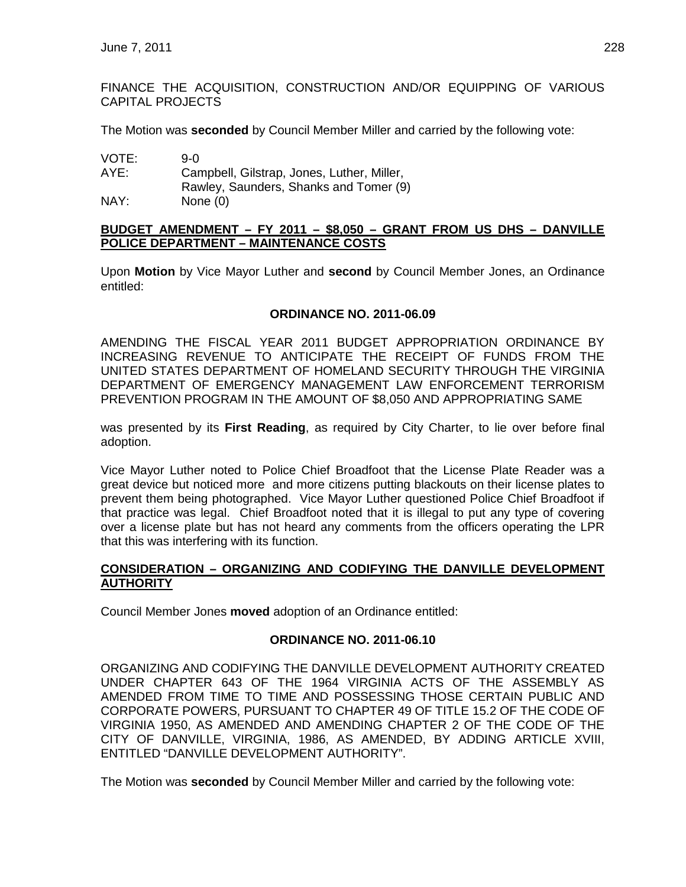FINANCE THE ACQUISITION, CONSTRUCTION AND/OR EQUIPPING OF VARIOUS CAPITAL PROJECTS

The Motion was **seconded** by Council Member Miller and carried by the following vote:

VOTE: 9-0
AYE: Campbell, Gilstrap, Jones, Luther, Miller, Rawley, Saunders, Shanks and Tomer (9)
NAY: None (0)

**BUDGET AMENDMENT – FY 2011 – $8,050 – GRANT FROM US DHS – DANVILLE POLICE DEPARTMENT – MAINTENANCE COSTS**

Upon **Motion** by Vice Mayor Luther and **second** by Council Member Jones, an Ordinance entitled:

**ORDINANCE NO. 2011-06.09**

AMENDING THE FISCAL YEAR 2011 BUDGET APPROPRIATION ORDINANCE BY INCREASING REVENUE TO ANTICIPATE THE RECEIPT OF FUNDS FROM THE UNITED STATES DEPARTMENT OF HOMELAND SECURITY THROUGH THE VIRGINIA DEPARTMENT OF EMERGENCY MANAGEMENT LAW ENFORCEMENT TERRORISM PREVENTION PROGRAM IN THE AMOUNT OF $8,050 AND APPROPRIATING SAME

was presented by its **First Reading**, as required by City Charter, to lie over before final adoption.

Vice Mayor Luther noted to Police Chief Broadfoot that the License Plate Reader was a great device but noticed more and more citizens putting blackouts on their license plates to prevent them being photographed. Vice Mayor Luther questioned Police Chief Broadfoot if that practice was legal. Chief Broadfoot noted that it is illegal to put any type of covering over a license plate but has not heard any comments from the officers operating the LPR that this was interfering with its function.

**CONSIDERATION – ORGANIZING AND CODIFYING THE DANVILLE DEVELOPMENT AUTHORITY**

Council Member Jones **moved** adoption of an Ordinance entitled:

**ORDINANCE NO. 2011-06.10**

ORGANIZING AND CODIFYING THE DANVILLE DEVELOPMENT AUTHORITY CREATED UNDER CHAPTER 643 OF THE 1964 VIRGINIA ACTS OF THE ASSEMBLY AS AMENDED FROM TIME TO TIME AND POSSESSING THOSE CERTAIN PUBLIC AND CORPORATE POWERS, PURSUANT TO CHAPTER 49 OF TITLE 15.2 OF THE CODE OF VIRGINIA 1950, AS AMENDED AND AMENDING CHAPTER 2 OF THE CODE OF THE CITY OF DANVILLE, VIRGINIA, 1986, AS AMENDED, BY ADDING ARTICLE XVIII, ENTITLED "DANVILLE DEVELOPMENT AUTHORITY".

The Motion was **seconded** by Council Member Miller and carried by the following vote: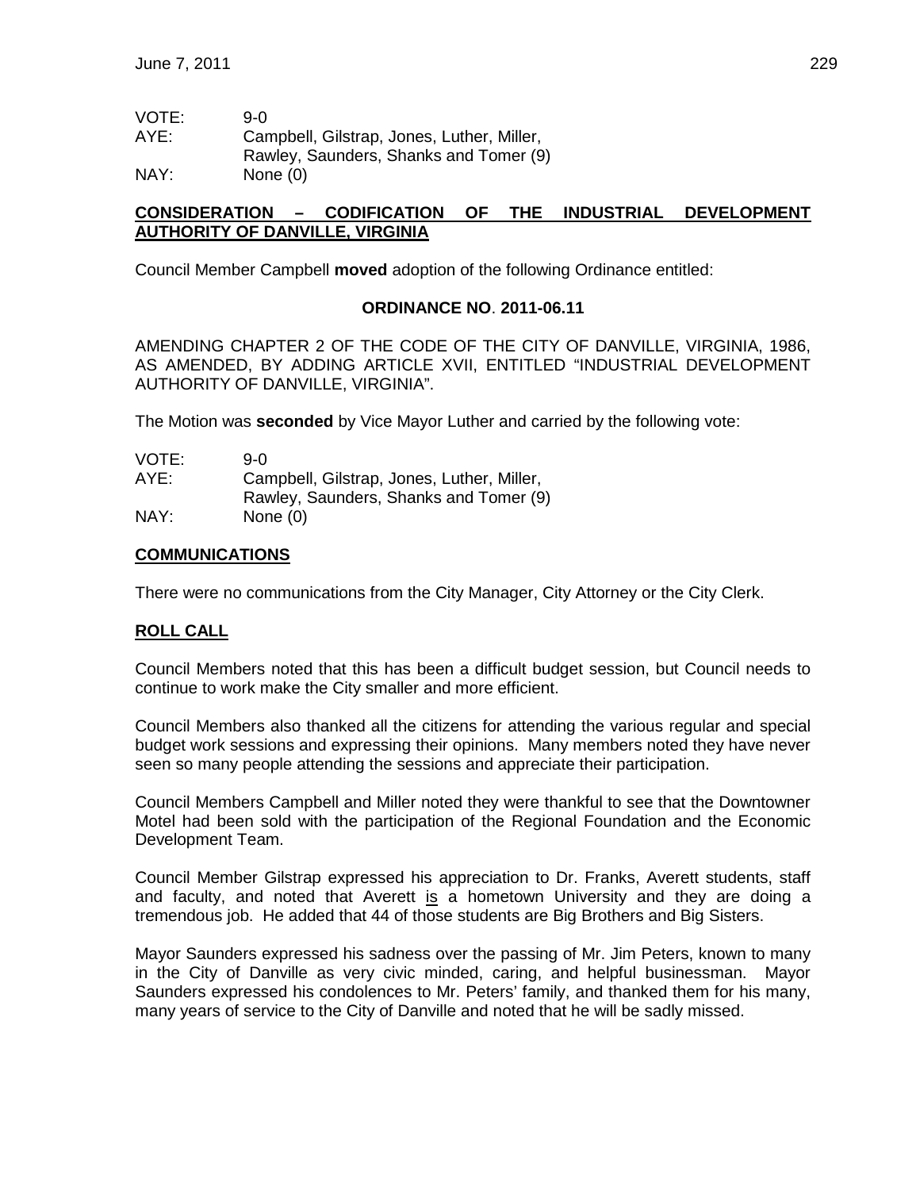VOTE: 9-0
AYE: Campbell, Gilstrap, Jones, Luther, Miller, Rawley, Saunders, Shanks and Tomer (9)
NAY: None (0)

## CONSIDERATION – CODIFICATION OF THE INDUSTRIAL DEVELOPMENT AUTHORITY OF DANVILLE, VIRGINIA

Council Member Campbell **moved** adoption of the following Ordinance entitled:

**ORDINANCE NO. 2011-06.11**

AMENDING CHAPTER 2 OF THE CODE OF THE CITY OF DANVILLE, VIRGINIA, 1986, AS AMENDED, BY ADDING ARTICLE XVII, ENTITLED "INDUSTRIAL DEVELOPMENT AUTHORITY OF DANVILLE, VIRGINIA".

The Motion was **seconded** by Vice Mayor Luther and carried by the following vote:

VOTE: 9-0
AYE: Campbell, Gilstrap, Jones, Luther, Miller, Rawley, Saunders, Shanks and Tomer (9)
NAY: None (0)

## COMMUNICATIONS

There were no communications from the City Manager, City Attorney or the City Clerk.

## ROLL CALL

Council Members noted that this has been a difficult budget session, but Council needs to continue to work make the City smaller and more efficient.

Council Members also thanked all the citizens for attending the various regular and special budget work sessions and expressing their opinions. Many members noted they have never seen so many people attending the sessions and appreciate their participation.

Council Members Campbell and Miller noted they were thankful to see that the Downtowner Motel had been sold with the participation of the Regional Foundation and the Economic Development Team.

Council Member Gilstrap expressed his appreciation to Dr. Franks, Averett students, staff and faculty, and noted that Averett is a hometown University and they are doing a tremendous job. He added that 44 of those students are Big Brothers and Big Sisters.

Mayor Saunders expressed his sadness over the passing of Mr. Jim Peters, known to many in the City of Danville as very civic minded, caring, and helpful businessman. Mayor Saunders expressed his condolences to Mr. Peters' family, and thanked them for his many, many years of service to the City of Danville and noted that he will be sadly missed.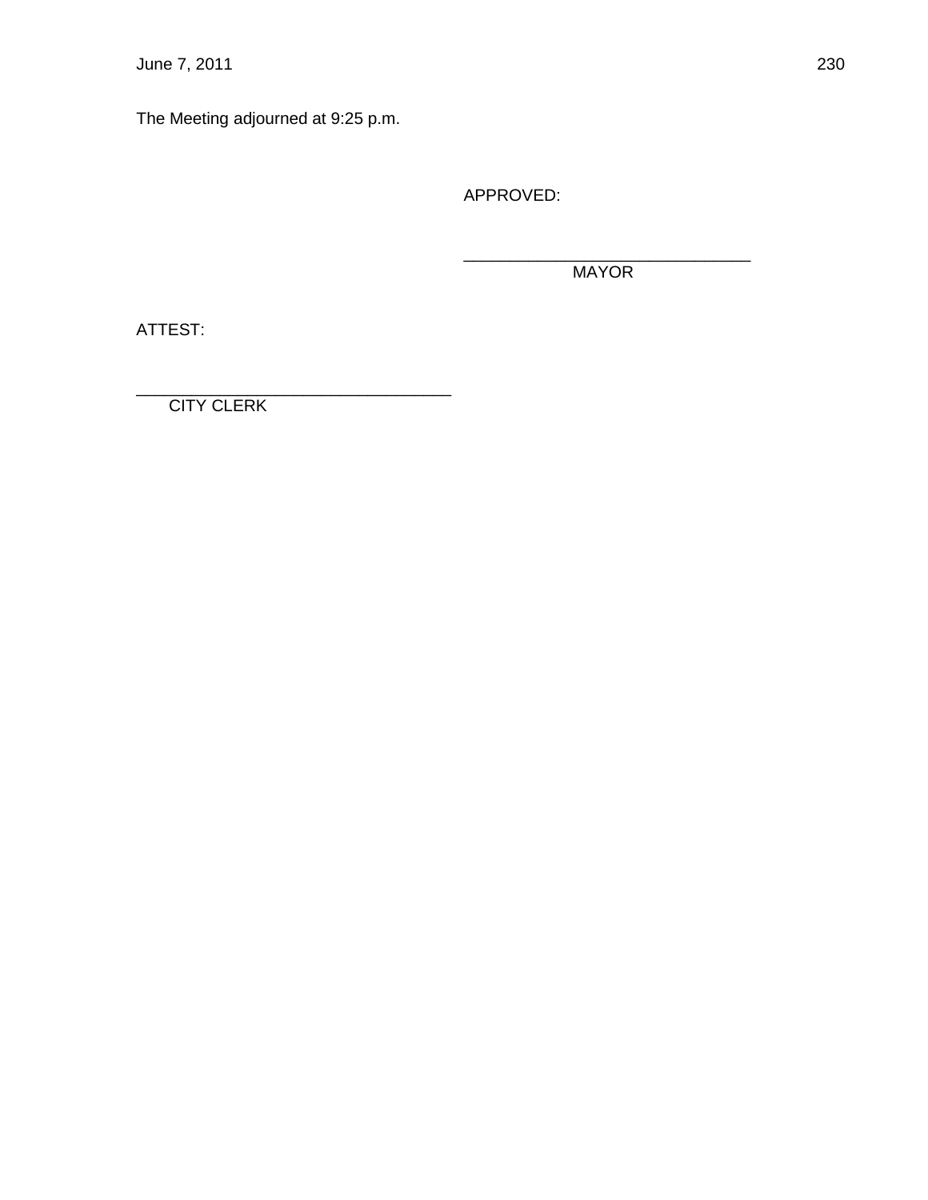The Meeting adjourned at 9:25 p.m.

APPROVED:

\_\_\_\_\_\_\_\_\_\_\_\_\_\_\_\_\_\_\_\_\_\_\_\_\_\_\_\_\_\_\_\_
MAYOR

ATTEST:

\_\_\_\_\_\_\_\_\_\_\_\_\_\_\_\_\_\_\_\_\_\_\_\_\_\_\_\_\_\_\_\_\_\_\_
CITY CLERK